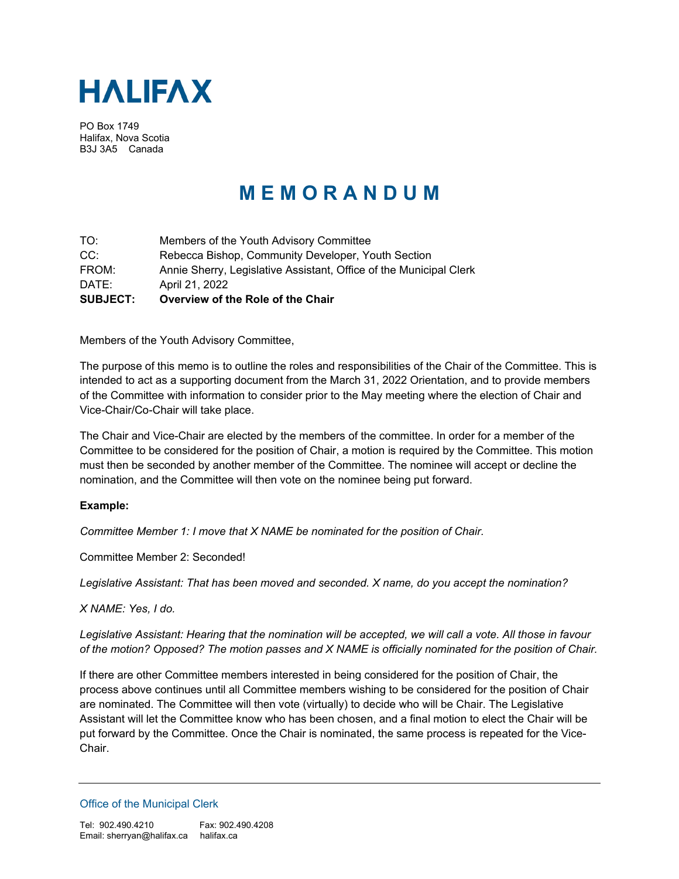# HALIFAX

PO Box 1749
Halifax, Nova Scotia
B3J 3A5 Canada

# MEMORANDUM

| | |
|---|---|
| TO: | Members of the Youth Advisory Committee |
| CC: | Rebecca Bishop, Community Developer, Youth Section |
| FROM: | Annie Sherry, Legislative Assistant, Office of the Municipal Clerk |
| DATE: | April 21, 2022 |
| **SUBJECT:** | **Overview of the Role of the Chair** |

Members of the Youth Advisory Committee,

The purpose of this memo is to outline the roles and responsibilities of the Chair of the Committee. This is intended to act as a supporting document from the March 31, 2022 Orientation, and to provide members of the Committee with information to consider prior to the May meeting where the election of Chair and Vice-Chair/Co-Chair will take place.

The Chair and Vice-Chair are elected by the members of the committee. In order for a member of the Committee to be considered for the position of Chair, a motion is required by the Committee. This motion must then be seconded by another member of the Committee. The nominee will accept or decline the nomination, and the Committee will then vote on the nominee being put forward.

**Example:**

*Committee Member 1: I move that X NAME be nominated for the position of Chair.*

Committee Member 2: Seconded!

*Legislative Assistant: That has been moved and seconded. X name, do you accept the nomination?*

*X NAME: Yes, I do.*

*Legislative Assistant: Hearing that the nomination will be accepted, we will call a vote. All those in favour of the motion? Opposed? The motion passes and X NAME is officially nominated for the position of Chair.*

If there are other Committee members interested in being considered for the position of Chair, the process above continues until all Committee members wishing to be considered for the position of Chair are nominated. The Committee will then vote (virtually) to decide who will be Chair. The Legislative Assistant will let the Committee know who has been chosen, and a final motion to elect the Chair will be put forward by the Committee. Once the Chair is nominated, the same process is repeated for the Vice-Chair.

Office of the Municipal Clerk

Tel: 902.490.4210 Fax: 902.490.4208
Email: sherryan@halifax.ca halifax.ca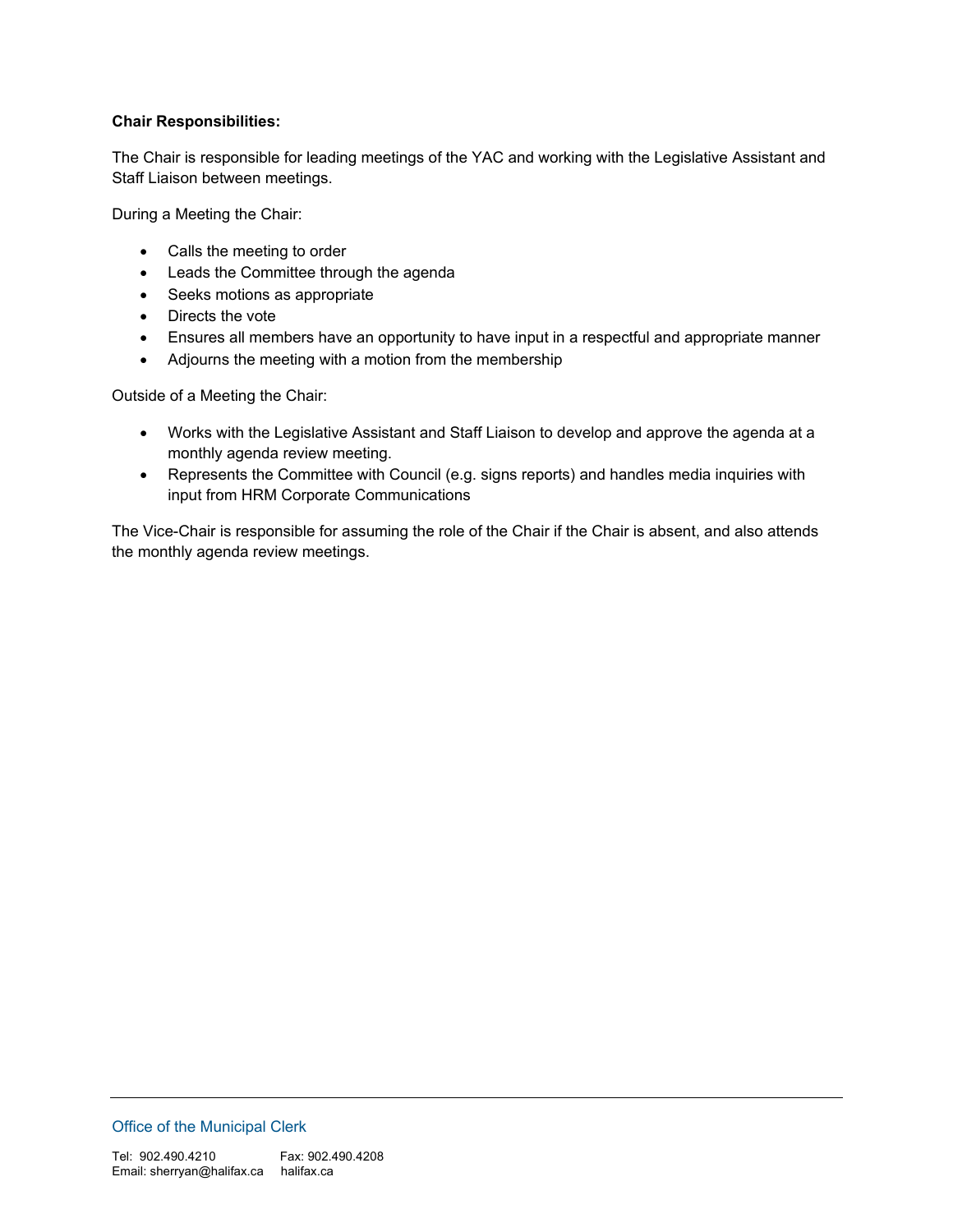**Chair Responsibilities:**

The Chair is responsible for leading meetings of the YAC and working with the Legislative Assistant and Staff Liaison between meetings.

During a Meeting the Chair:

- Calls the meeting to order
- Leads the Committee through the agenda
- Seeks motions as appropriate
- Directs the vote
- Ensures all members have an opportunity to have input in a respectful and appropriate manner
- Adjourns the meeting with a motion from the membership

Outside of a Meeting the Chair:

- Works with the Legislative Assistant and Staff Liaison to develop and approve the agenda at a monthly agenda review meeting.
- Represents the Committee with Council (e.g. signs reports) and handles media inquiries with input from HRM Corporate Communications

The Vice-Chair is responsible for assuming the role of the Chair if the Chair is absent, and also attends the monthly agenda review meetings.

Office of the Municipal Clerk

Tel: 902.490.4210 Fax: 902.490.4208
Email: sherryan@halifax.ca halifax.ca